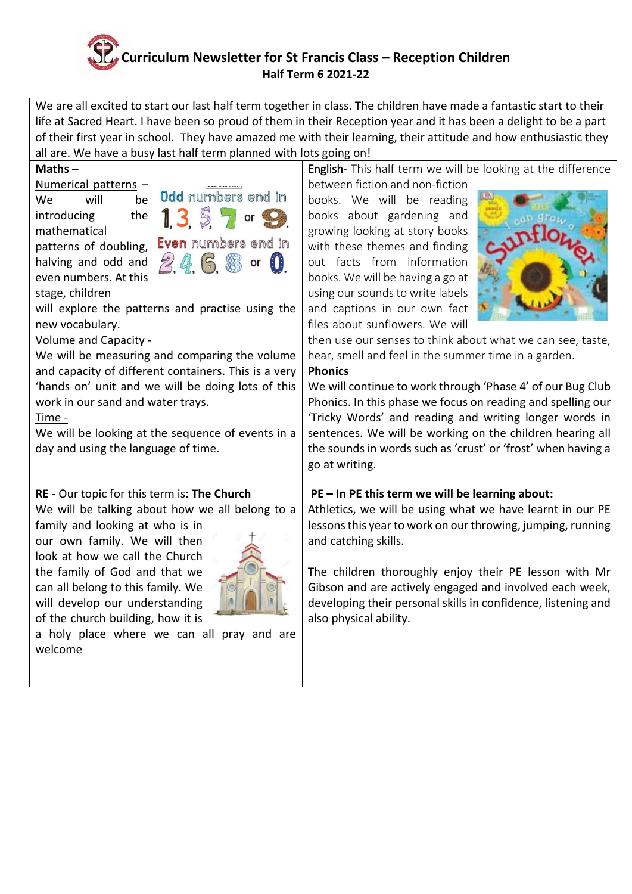# Curriculum Newsletter for St Francis Class – Reception Children

**Half Term 6 2021-22**

We are all excited to start our last half term together in class. The children have made a fantastic start to their life at Sacred Heart. I have been so proud of them in their Reception year and it has been a delight to be a part of their first year in school. They have amazed me with their learning, their attitude and how enthusiastic they all are. We have a busy last half term planned with lots going on!

**Maths –**

Numerical patterns –

We will be introducing the mathematical patterns of doubling, halving and odd and even numbers. At this stage, children will explore the patterns and practise using the new vocabulary.

Odd numbers end in 1, 3, 5, 7 or 9.

Even numbers end in 2, 4, 6, 8 or 0.

Volume and Capacity -

We will be measuring and comparing the volume and capacity of different containers. This is a very 'hands on' unit and we will be doing lots of this work in our sand and water trays.

Time -

We will be looking at the sequence of events in a day and using the language of time.

English- This half term we will be looking at the difference between fiction and non-fiction books. We will be reading books about gardening and growing looking at story books with these themes and finding out facts from information books. We will be having a go at using our sounds to write labels and captions in our own fact files about sunflowers. We will then use our senses to think about what we can see, taste, hear, smell and feel in the summer time in a garden.

**Phonics**

We will continue to work through 'Phase 4' of our Bug Club Phonics. In this phase we focus on reading and spelling our 'Tricky Words' and reading and writing longer words in sentences. We will be working on the children hearing all the sounds in words such as 'crust' or 'frost' when having a go at writing.

**RE** - Our topic for this term is: **The Church**

We will be talking about how we all belong to a family and looking at who is in our own family. We will then look at how we call the Church the family of God and that we can all belong to this family. We will develop our understanding of the church building, how it is a holy place where we can all pray and are welcome

**PE – In PE this term we will be learning about:**

Athletics, we will be using what we have learnt in our PE lessons this year to work on our throwing, jumping, running and catching skills.

The children thoroughly enjoy their PE lesson with Mr Gibson and are actively engaged and involved each week, developing their personal skills in confidence, listening and also physical ability.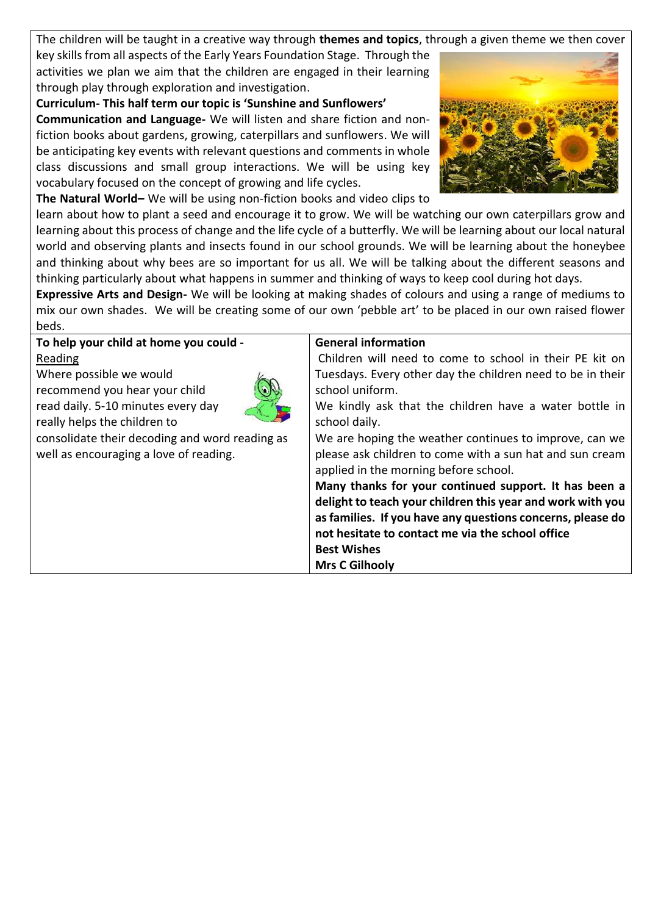The children will be taught in a creative way through **themes and topics**, through a given theme we then cover key skills from all aspects of the Early Years Foundation Stage. Through the activities we plan we aim that the children are engaged in their learning through play through exploration and investigation.

**Curriculum- This half term our topic is 'Sunshine and Sunflowers'**

**Communication and Language-** We will listen and share fiction and non-fiction books about gardens, growing, caterpillars and sunflowers. We will be anticipating key events with relevant questions and comments in whole class discussions and small group interactions. We will be using key vocabulary focused on the concept of growing and life cycles.

**The Natural World–** We will be using non-fiction books and video clips to learn about how to plant a seed and encourage it to grow. We will be watching our own caterpillars grow and learning about this process of change and the life cycle of a butterfly. We will be learning about our local natural world and observing plants and insects found in our school grounds. We will be learning about the honeybee and thinking about why bees are so important for us all. We will be talking about the different seasons and thinking particularly about what happens in summer and thinking of ways to keep cool during hot days.

**Expressive Arts and Design-** We will be looking at making shades of colours and using a range of mediums to mix our own shades. We will be creating some of our own 'pebble art' to be placed in our own raised flower beds.

**To help your child at home you could -**

Reading

Where possible we would recommend you hear your child read daily. 5-10 minutes every day really helps the children to consolidate their decoding and word reading as well as encouraging a love of reading.

**General information**

Children will need to come to school in their PE kit on Tuesdays. Every other day the children need to be in their school uniform.

We kindly ask that the children have a water bottle in school daily.

We are hoping the weather continues to improve, can we please ask children to come with a sun hat and sun cream applied in the morning before school.

**Many thanks for your continued support. It has been a delight to teach your children this year and work with you as families. If you have any questions concerns, please do not hesitate to contact me via the school office**

**Best Wishes**

**Mrs C Gilhooly**